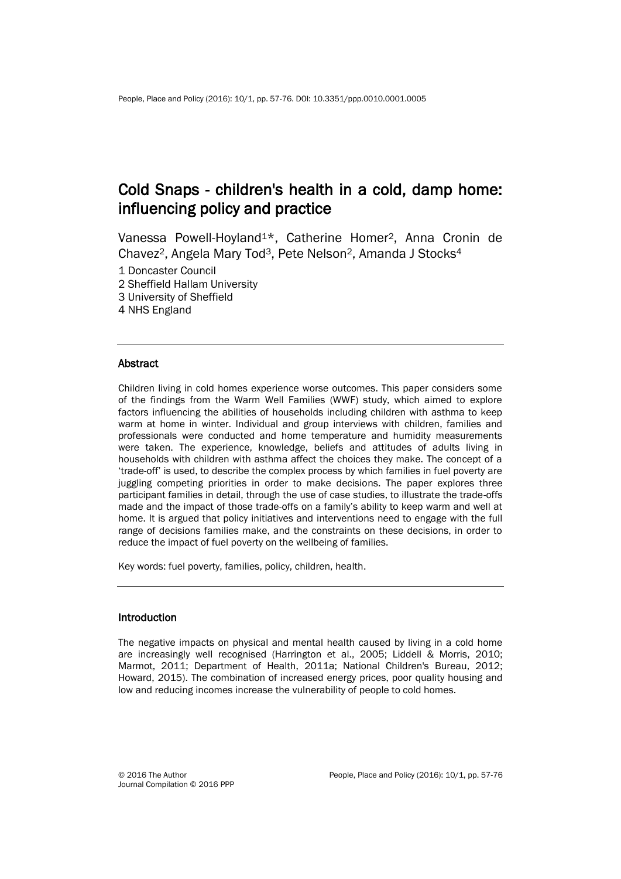# Cold Snaps - children's health in a cold, damp home: influencing policy and practice

Vanessa Powell-Hoyland[1*], Catherine Homer[2], Anna Cronin de Chavez[2], Angela Mary Tod[3], Pete Nelson[2], Amanda J Stocks[4]

1 Doncaster Council
2 Sheffield Hallam University
3 University of Sheffield
4 NHS England

## Abstract

Children living in cold homes experience worse outcomes. This paper considers some of the findings from the Warm Well Families (WWF) study, which aimed to explore factors influencing the abilities of households including children with asthma to keep warm at home in winter. Individual and group interviews with children, families and professionals were conducted and home temperature and humidity measurements were taken. The experience, knowledge, beliefs and attitudes of adults living in households with children with asthma affect the choices they make. The concept of a 'trade-off' is used, to describe the complex process by which families in fuel poverty are juggling competing priorities in order to make decisions. The paper explores three participant families in detail, through the use of case studies, to illustrate the trade-offs made and the impact of those trade-offs on a family's ability to keep warm and well at home. It is argued that policy initiatives and interventions need to engage with the full range of decisions families make, and the constraints on these decisions, in order to reduce the impact of fuel poverty on the wellbeing of families.

Key words: fuel poverty, families, policy, children, health.

## Introduction

The negative impacts on physical and mental health caused by living in a cold home are increasingly well recognised (Harrington et al., 2005; Liddell & Morris, 2010; Marmot, 2011; Department of Health, 2011a; National Children's Bureau, 2012; Howard, 2015). The combination of increased energy prices, poor quality housing and low and reducing incomes increase the vulnerability of people to cold homes.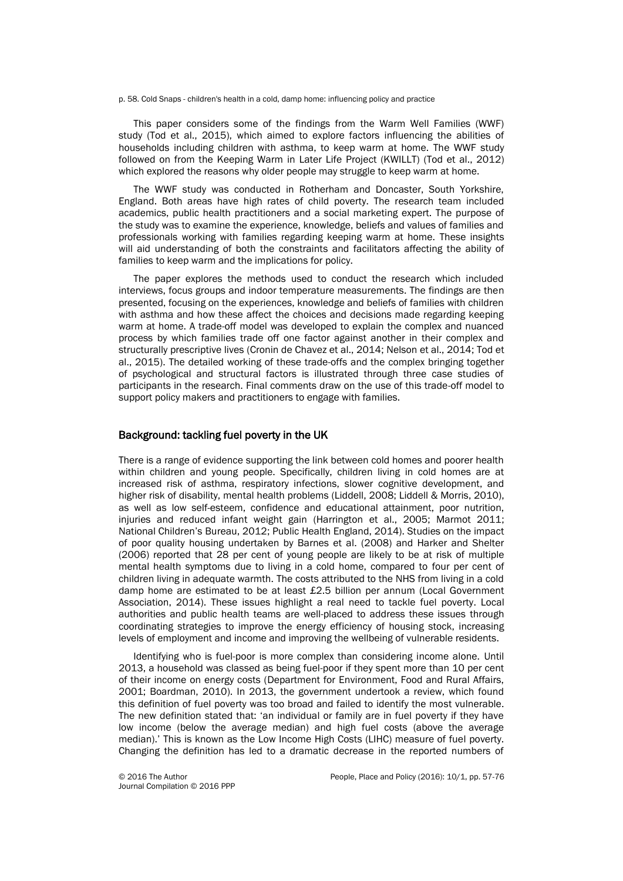This paper considers some of the findings from the Warm Well Families (WWF) study (Tod et al., 2015), which aimed to explore factors influencing the abilities of households including children with asthma, to keep warm at home. The WWF study followed on from the Keeping Warm in Later Life Project (KWILLT) (Tod et al., 2012) which explored the reasons why older people may struggle to keep warm at home.

The WWF study was conducted in Rotherham and Doncaster, South Yorkshire, England. Both areas have high rates of child poverty. The research team included academics, public health practitioners and a social marketing expert. The purpose of the study was to examine the experience, knowledge, beliefs and values of families and professionals working with families regarding keeping warm at home. These insights will aid understanding of both the constraints and facilitators affecting the ability of families to keep warm and the implications for policy.

The paper explores the methods used to conduct the research which included interviews, focus groups and indoor temperature measurements. The findings are then presented, focusing on the experiences, knowledge and beliefs of families with children with asthma and how these affect the choices and decisions made regarding keeping warm at home. A trade-off model was developed to explain the complex and nuanced process by which families trade off one factor against another in their complex and structurally prescriptive lives (Cronin de Chavez et al., 2014; Nelson et al., 2014; Tod et al., 2015). The detailed working of these trade-offs and the complex bringing together of psychological and structural factors is illustrated through three case studies of participants in the research. Final comments draw on the use of this trade-off model to support policy makers and practitioners to engage with families.

## Background: tackling fuel poverty in the UK

There is a range of evidence supporting the link between cold homes and poorer health within children and young people. Specifically, children living in cold homes are at increased risk of asthma, respiratory infections, slower cognitive development, and higher risk of disability, mental health problems (Liddell, 2008; Liddell & Morris, 2010), as well as low self-esteem, confidence and educational attainment, poor nutrition, injuries and reduced infant weight gain (Harrington et al., 2005; Marmot 2011; National Children's Bureau, 2012; Public Health England, 2014). Studies on the impact of poor quality housing undertaken by Barnes et al. (2008) and Harker and Shelter (2006) reported that 28 per cent of young people are likely to be at risk of multiple mental health symptoms due to living in a cold home, compared to four per cent of children living in adequate warmth. The costs attributed to the NHS from living in a cold damp home are estimated to be at least £2.5 billion per annum (Local Government Association, 2014). These issues highlight a real need to tackle fuel poverty. Local authorities and public health teams are well-placed to address these issues through coordinating strategies to improve the energy efficiency of housing stock, increasing levels of employment and income and improving the wellbeing of vulnerable residents.

Identifying who is fuel-poor is more complex than considering income alone. Until 2013, a household was classed as being fuel-poor if they spent more than 10 per cent of their income on energy costs (Department for Environment, Food and Rural Affairs, 2001; Boardman, 2010). In 2013, the government undertook a review, which found this definition of fuel poverty was too broad and failed to identify the most vulnerable. The new definition stated that: 'an individual or family are in fuel poverty if they have low income (below the average median) and high fuel costs (above the average median).' This is known as the Low Income High Costs (LIHC) measure of fuel poverty. Changing the definition has led to a dramatic decrease in the reported numbers of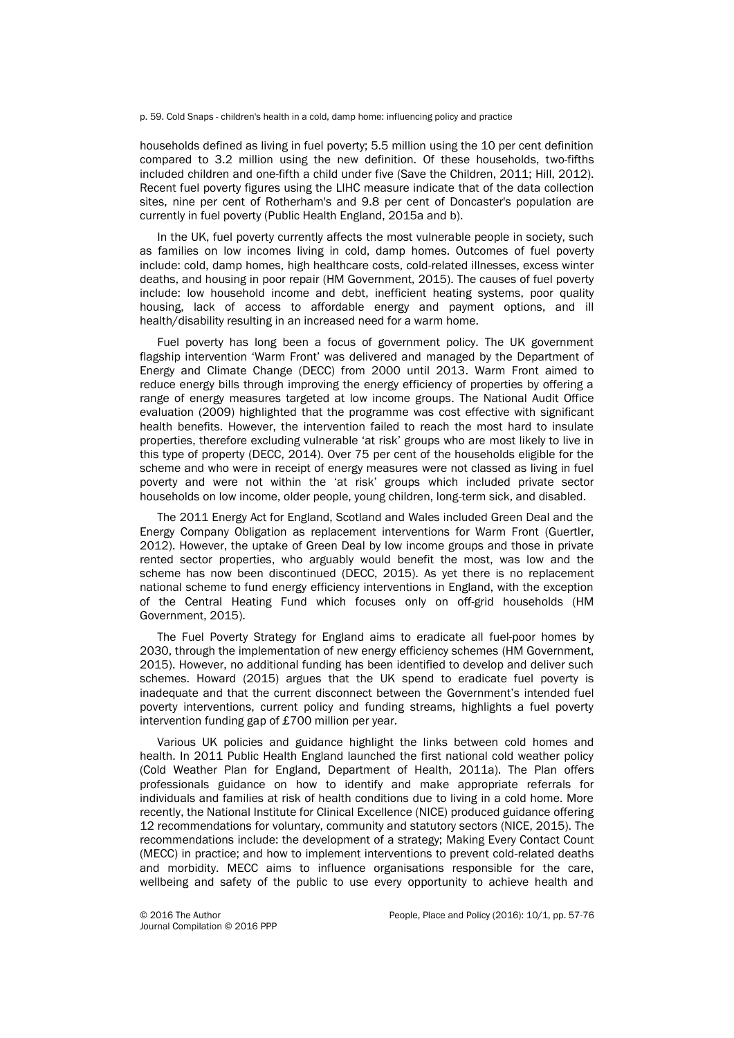households defined as living in fuel poverty; 5.5 million using the 10 per cent definition compared to 3.2 million using the new definition. Of these households, two-fifths included children and one-fifth a child under five (Save the Children, 2011; Hill, 2012). Recent fuel poverty figures using the LIHC measure indicate that of the data collection sites, nine per cent of Rotherham's and 9.8 per cent of Doncaster's population are currently in fuel poverty (Public Health England, 2015a and b).

In the UK, fuel poverty currently affects the most vulnerable people in society, such as families on low incomes living in cold, damp homes. Outcomes of fuel poverty include: cold, damp homes, high healthcare costs, cold-related illnesses, excess winter deaths, and housing in poor repair (HM Government, 2015). The causes of fuel poverty include: low household income and debt, inefficient heating systems, poor quality housing, lack of access to affordable energy and payment options, and ill health/disability resulting in an increased need for a warm home.

Fuel poverty has long been a focus of government policy. The UK government flagship intervention 'Warm Front' was delivered and managed by the Department of Energy and Climate Change (DECC) from 2000 until 2013. Warm Front aimed to reduce energy bills through improving the energy efficiency of properties by offering a range of energy measures targeted at low income groups. The National Audit Office evaluation (2009) highlighted that the programme was cost effective with significant health benefits. However, the intervention failed to reach the most hard to insulate properties, therefore excluding vulnerable 'at risk' groups who are most likely to live in this type of property (DECC, 2014). Over 75 per cent of the households eligible for the scheme and who were in receipt of energy measures were not classed as living in fuel poverty and were not within the 'at risk' groups which included private sector households on low income, older people, young children, long-term sick, and disabled.

The 2011 Energy Act for England, Scotland and Wales included Green Deal and the Energy Company Obligation as replacement interventions for Warm Front (Guertler, 2012). However, the uptake of Green Deal by low income groups and those in private rented sector properties, who arguably would benefit the most, was low and the scheme has now been discontinued (DECC, 2015). As yet there is no replacement national scheme to fund energy efficiency interventions in England, with the exception of the Central Heating Fund which focuses only on off-grid households (HM Government, 2015).

The Fuel Poverty Strategy for England aims to eradicate all fuel-poor homes by 2030, through the implementation of new energy efficiency schemes (HM Government, 2015). However, no additional funding has been identified to develop and deliver such schemes. Howard (2015) argues that the UK spend to eradicate fuel poverty is inadequate and that the current disconnect between the Government's intended fuel poverty interventions, current policy and funding streams, highlights a fuel poverty intervention funding gap of £700 million per year.

Various UK policies and guidance highlight the links between cold homes and health. In 2011 Public Health England launched the first national cold weather policy (Cold Weather Plan for England, Department of Health, 2011a). The Plan offers professionals guidance on how to identify and make appropriate referrals for individuals and families at risk of health conditions due to living in a cold home. More recently, the National Institute for Clinical Excellence (NICE) produced guidance offering 12 recommendations for voluntary, community and statutory sectors (NICE, 2015). The recommendations include: the development of a strategy; Making Every Contact Count (MECC) in practice; and how to implement interventions to prevent cold-related deaths and morbidity. MECC aims to influence organisations responsible for the care, wellbeing and safety of the public to use every opportunity to achieve health and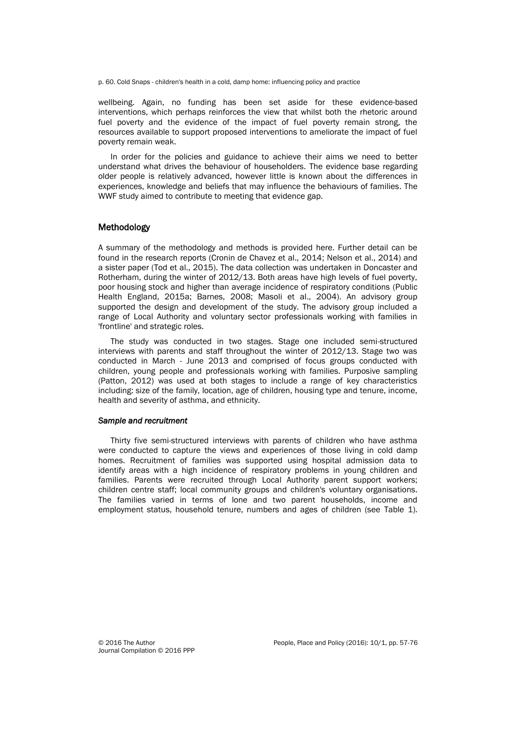wellbeing. Again, no funding has been set aside for these evidence-based interventions, which perhaps reinforces the view that whilst both the rhetoric around fuel poverty and the evidence of the impact of fuel poverty remain strong, the resources available to support proposed interventions to ameliorate the impact of fuel poverty remain weak.

In order for the policies and guidance to achieve their aims we need to better understand what drives the behaviour of householders. The evidence base regarding older people is relatively advanced, however little is known about the differences in experiences, knowledge and beliefs that may influence the behaviours of families. The WWF study aimed to contribute to meeting that evidence gap.

## Methodology

A summary of the methodology and methods is provided here. Further detail can be found in the research reports (Cronin de Chavez et al., 2014; Nelson et al., 2014) and a sister paper (Tod et al., 2015). The data collection was undertaken in Doncaster and Rotherham, during the winter of 2012/13. Both areas have high levels of fuel poverty, poor housing stock and higher than average incidence of respiratory conditions (Public Health England, 2015a; Barnes, 2008; Masoli et al., 2004). An advisory group supported the design and development of the study. The advisory group included a range of Local Authority and voluntary sector professionals working with families in 'frontline' and strategic roles.

The study was conducted in two stages. Stage one included semi-structured interviews with parents and staff throughout the winter of 2012/13. Stage two was conducted in March - June 2013 and comprised of focus groups conducted with children, young people and professionals working with families. Purposive sampling (Patton, 2012) was used at both stages to include a range of key characteristics including: size of the family, location, age of children, housing type and tenure, income, health and severity of asthma, and ethnicity.

### *Sample and recruitment*

Thirty five semi-structured interviews with parents of children who have asthma were conducted to capture the views and experiences of those living in cold damp homes. Recruitment of families was supported using hospital admission data to identify areas with a high incidence of respiratory problems in young children and families. Parents were recruited through Local Authority parent support workers; children centre staff; local community groups and children's voluntary organisations. The families varied in terms of lone and two parent households, income and employment status, household tenure, numbers and ages of children (see Table 1).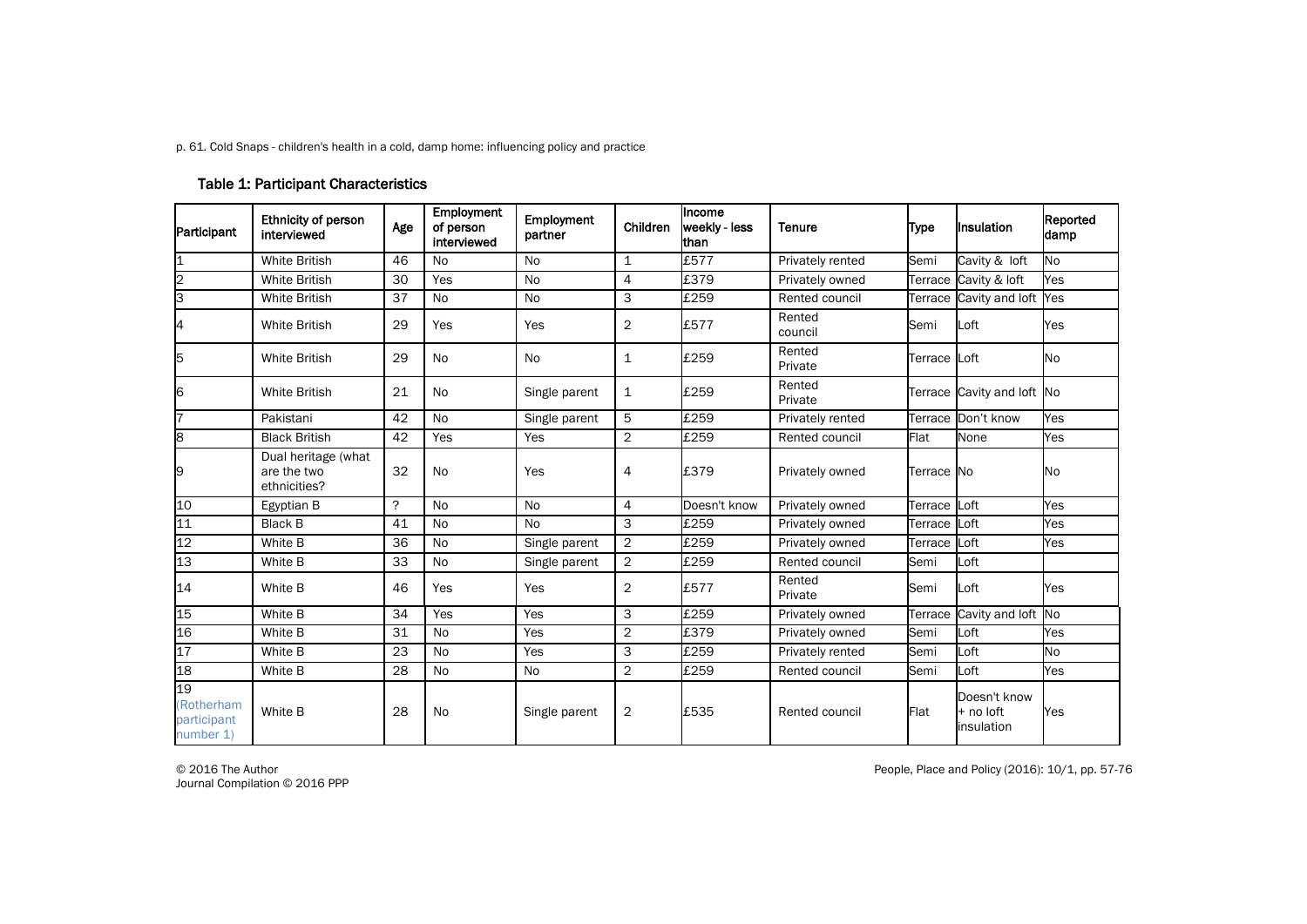### Table 1: Participant Characteristics

| Participant | Ethnicity of person interviewed | Age | Employment of person interviewed | Employment partner | Children | Income weekly - less than | Tenure | Type | Insulation | Reported damp |
|---|---|---|---|---|---|---|---|---|---|---|
| 1 | White British | 46 | No | No | 1 | £577 | Privately rented | Semi | Cavity & loft | No |
| 2 | White British | 30 | Yes | No | 4 | £379 | Privately owned | Terrace | Cavity & loft | Yes |
| 3 | White British | 37 | No | No | 3 | £259 | Rented council | Terrace | Cavity and loft | Yes |
| 4 | White British | 29 | Yes | Yes | 2 | £577 | Rented council | Semi | Loft | Yes |
| 5 | White British | 29 | No | No | 1 | £259 | Rented Private | Terrace | Loft | No |
| 6 | White British | 21 | No | Single parent | 1 | £259 | Rented Private | Terrace | Cavity and loft | No |
| 7 | Pakistani | 42 | No | Single parent | 5 | £259 | Privately rented | Terrace | Don't know | Yes |
| 8 | Black British | 42 | Yes | Yes | 2 | £259 | Rented council | Flat | None | Yes |
| 9 | Dual heritage (what are the two ethnicities? | 32 | No | Yes | 4 | £379 | Privately owned | Terrace | No | No |
| 10 | Egyptian B | ? | No | No | 4 | Doesn't know | Privately owned | Terrace | Loft | Yes |
| 11 | Black B | 41 | No | No | 3 | £259 | Privately owned | Terrace | Loft | Yes |
| 12 | White B | 36 | No | Single parent | 2 | £259 | Privately owned | Terrace | Loft | Yes |
| 13 | White B | 33 | No | Single parent | 2 | £259 | Rented council | Semi | Loft | |
| 14 | White B | 46 | Yes | Yes | 2 | £577 | Rented Private | Semi | Loft | Yes |
| 15 | White B | 34 | Yes | Yes | 3 | £259 | Privately owned | Terrace | Cavity and loft | No |
| 16 | White B | 31 | No | Yes | 2 | £379 | Privately owned | Semi | Loft | Yes |
| 17 | White B | 23 | No | Yes | 3 | £259 | Privately rented | Semi | Loft | No |
| 18 | White B | 28 | No | No | 2 | £259 | Rented council | Semi | Loft | Yes |
| 19 (Rotherham participant number 1) | White B | 28 | No | Single parent | 2 | £535 | Rented council | Flat | Doesn't know + no loft insulation | Yes |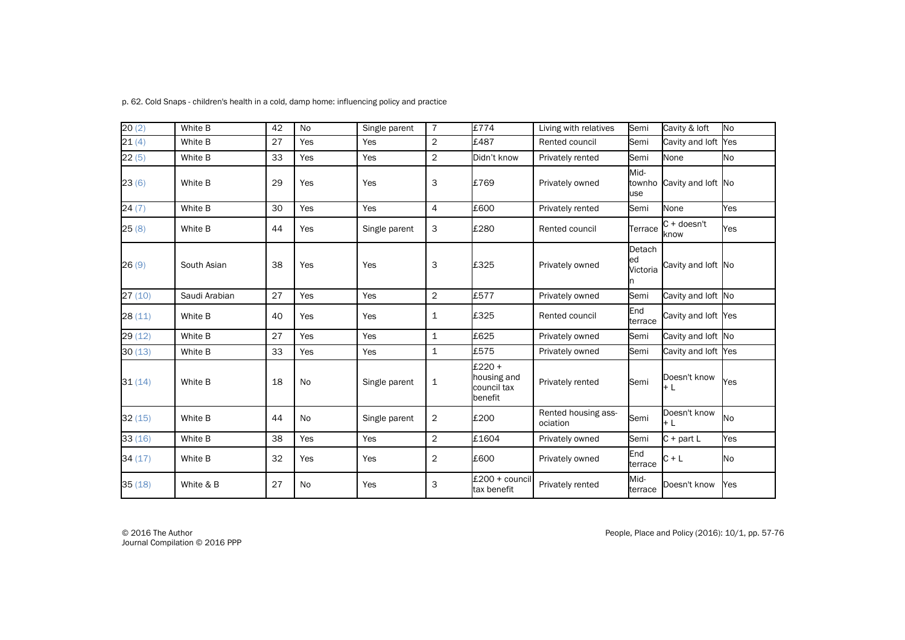| 20 (2) | White B | 42 | No | Single parent | 7 | £774 | Living with relatives | Semi | Cavity & loft | No |
|---|---|---|---|---|---|---|---|---|---|---|
| 21 (4) | White B | 27 | Yes | Yes | 2 | £487 | Rented council | Semi | Cavity and loft | Yes |
| 22 (5) | White B | 33 | Yes | Yes | 2 | Didn't know | Privately rented | Semi | None | No |
| 23 (6) | White B | 29 | Yes | Yes | 3 | £769 | Privately owned | Mid-townhouse | Cavity and loft | No |
| 24 (7) | White B | 30 | Yes | Yes | 4 | £600 | Privately rented | Semi | None | Yes |
| 25 (8) | White B | 44 | Yes | Single parent | 3 | £280 | Rented council | Terrace | C + doesn't know | Yes |
| 26 (9) | South Asian | 38 | Yes | Yes | 3 | £325 | Privately owned | Detached Victorian | Cavity and loft | No |
| 27 (10) | Saudi Arabian | 27 | Yes | Yes | 2 | £577 | Privately owned | Semi | Cavity and loft | No |
| 28 (11) | White B | 40 | Yes | Yes | 1 | £325 | Rented council | End terrace | Cavity and loft | Yes |
| 29 (12) | White B | 27 | Yes | Yes | 1 | £625 | Privately owned | Semi | Cavity and loft | No |
| 30 (13) | White B | 33 | Yes | Yes | 1 | £575 | Privately owned | Semi | Cavity and loft | Yes |
| 31 (14) | White B | 18 | No | Single parent | 1 | £220 + housing and council tax benefit | Privately rented | Semi | Doesn't know + L | Yes |
| 32 (15) | White B | 44 | No | Single parent | 2 | £200 | Rented housing association | Semi | Doesn't know + L | No |
| 33 (16) | White B | 38 | Yes | Yes | 2 | £1604 | Privately owned | Semi | C + part L | Yes |
| 34 (17) | White B | 32 | Yes | Yes | 2 | £600 | Privately owned | End terrace | C + L | No |
| 35 (18) | White & B | 27 | No | Yes | 3 | £200 + council tax benefit | Privately rented | Mid-terrace | Doesn't know | Yes |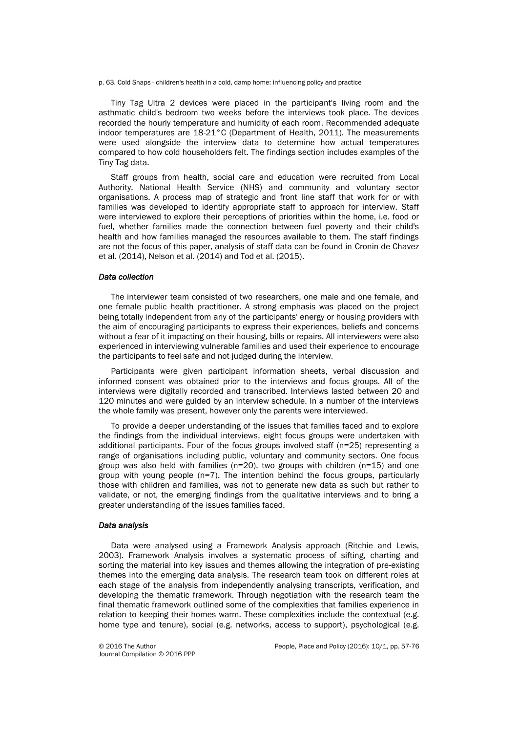Tiny Tag Ultra 2 devices were placed in the participant's living room and the asthmatic child's bedroom two weeks before the interviews took place. The devices recorded the hourly temperature and humidity of each room. Recommended adequate indoor temperatures are 18-21°C (Department of Health, 2011). The measurements were used alongside the interview data to determine how actual temperatures compared to how cold householders felt. The findings section includes examples of the Tiny Tag data.

Staff groups from health, social care and education were recruited from Local Authority, National Health Service (NHS) and community and voluntary sector organisations. A process map of strategic and front line staff that work for or with families was developed to identify appropriate staff to approach for interview. Staff were interviewed to explore their perceptions of priorities within the home, i.e. food or fuel, whether families made the connection between fuel poverty and their child's health and how families managed the resources available to them. The staff findings are not the focus of this paper, analysis of staff data can be found in Cronin de Chavez et al. (2014), Nelson et al. (2014) and Tod et al. (2015).

### *Data collection*

The interviewer team consisted of two researchers, one male and one female, and one female public health practitioner. A strong emphasis was placed on the project being totally independent from any of the participants' energy or housing providers with the aim of encouraging participants to express their experiences, beliefs and concerns without a fear of it impacting on their housing, bills or repairs. All interviewers were also experienced in interviewing vulnerable families and used their experience to encourage the participants to feel safe and not judged during the interview.

Participants were given participant information sheets, verbal discussion and informed consent was obtained prior to the interviews and focus groups. All of the interviews were digitally recorded and transcribed. Interviews lasted between 20 and 120 minutes and were guided by an interview schedule. In a number of the interviews the whole family was present, however only the parents were interviewed.

To provide a deeper understanding of the issues that families faced and to explore the findings from the individual interviews, eight focus groups were undertaken with additional participants. Four of the focus groups involved staff (n=25) representing a range of organisations including public, voluntary and community sectors. One focus group was also held with families (n=20), two groups with children (n=15) and one group with young people (n=7). The intention behind the focus groups, particularly those with children and families, was not to generate new data as such but rather to validate, or not, the emerging findings from the qualitative interviews and to bring a greater understanding of the issues families faced.

### *Data analysis*

Data were analysed using a Framework Analysis approach (Ritchie and Lewis, 2003). Framework Analysis involves a systematic process of sifting, charting and sorting the material into key issues and themes allowing the integration of pre-existing themes into the emerging data analysis. The research team took on different roles at each stage of the analysis from independently analysing transcripts, verification, and developing the thematic framework. Through negotiation with the research team the final thematic framework outlined some of the complexities that families experience in relation to keeping their homes warm. These complexities include the contextual (e.g. home type and tenure), social (e.g. networks, access to support), psychological (e.g.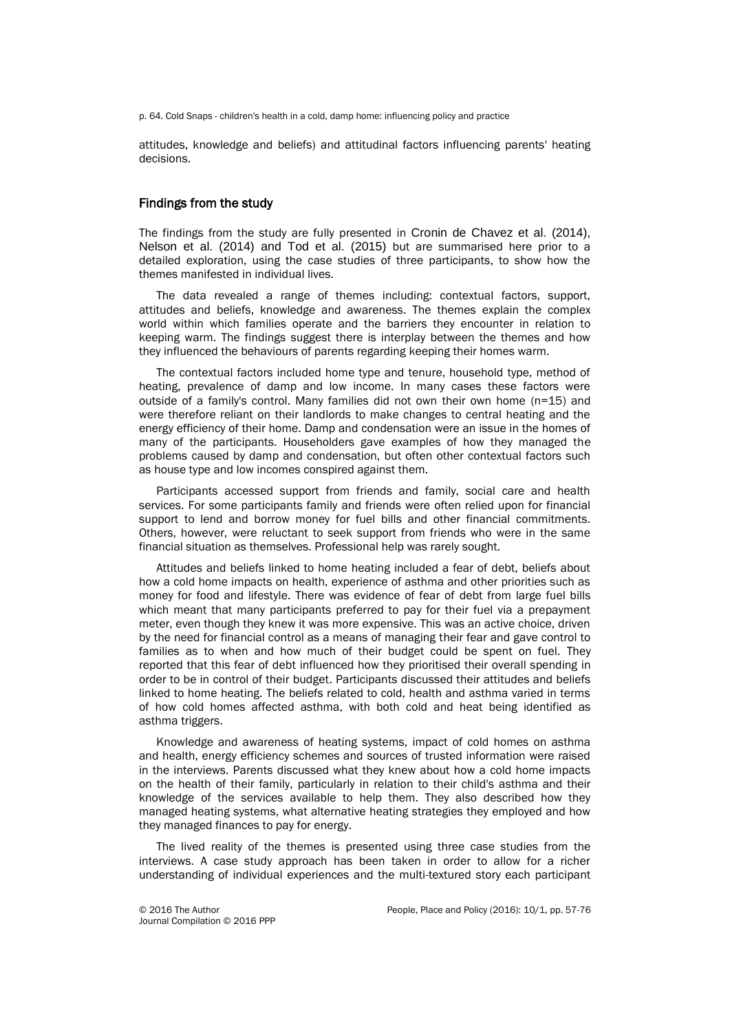attitudes, knowledge and beliefs) and attitudinal factors influencing parents' heating decisions.

## Findings from the study

The findings from the study are fully presented in Cronin de Chavez et al. (2014), Nelson et al. (2014) and Tod et al. (2015) but are summarised here prior to a detailed exploration, using the case studies of three participants, to show how the themes manifested in individual lives.

The data revealed a range of themes including: contextual factors, support, attitudes and beliefs, knowledge and awareness. The themes explain the complex world within which families operate and the barriers they encounter in relation to keeping warm. The findings suggest there is interplay between the themes and how they influenced the behaviours of parents regarding keeping their homes warm.

The contextual factors included home type and tenure, household type, method of heating, prevalence of damp and low income. In many cases these factors were outside of a family's control. Many families did not own their own home (n=15) and were therefore reliant on their landlords to make changes to central heating and the energy efficiency of their home. Damp and condensation were an issue in the homes of many of the participants. Householders gave examples of how they managed the problems caused by damp and condensation, but often other contextual factors such as house type and low incomes conspired against them.

Participants accessed support from friends and family, social care and health services. For some participants family and friends were often relied upon for financial support to lend and borrow money for fuel bills and other financial commitments. Others, however, were reluctant to seek support from friends who were in the same financial situation as themselves. Professional help was rarely sought.

Attitudes and beliefs linked to home heating included a fear of debt, beliefs about how a cold home impacts on health, experience of asthma and other priorities such as money for food and lifestyle. There was evidence of fear of debt from large fuel bills which meant that many participants preferred to pay for their fuel via a prepayment meter, even though they knew it was more expensive. This was an active choice, driven by the need for financial control as a means of managing their fear and gave control to families as to when and how much of their budget could be spent on fuel. They reported that this fear of debt influenced how they prioritised their overall spending in order to be in control of their budget. Participants discussed their attitudes and beliefs linked to home heating. The beliefs related to cold, health and asthma varied in terms of how cold homes affected asthma, with both cold and heat being identified as asthma triggers.

Knowledge and awareness of heating systems, impact of cold homes on asthma and health, energy efficiency schemes and sources of trusted information were raised in the interviews. Parents discussed what they knew about how a cold home impacts on the health of their family, particularly in relation to their child's asthma and their knowledge of the services available to help them. They also described how they managed heating systems, what alternative heating strategies they employed and how they managed finances to pay for energy.

The lived reality of the themes is presented using three case studies from the interviews. A case study approach has been taken in order to allow for a richer understanding of individual experiences and the multi-textured story each participant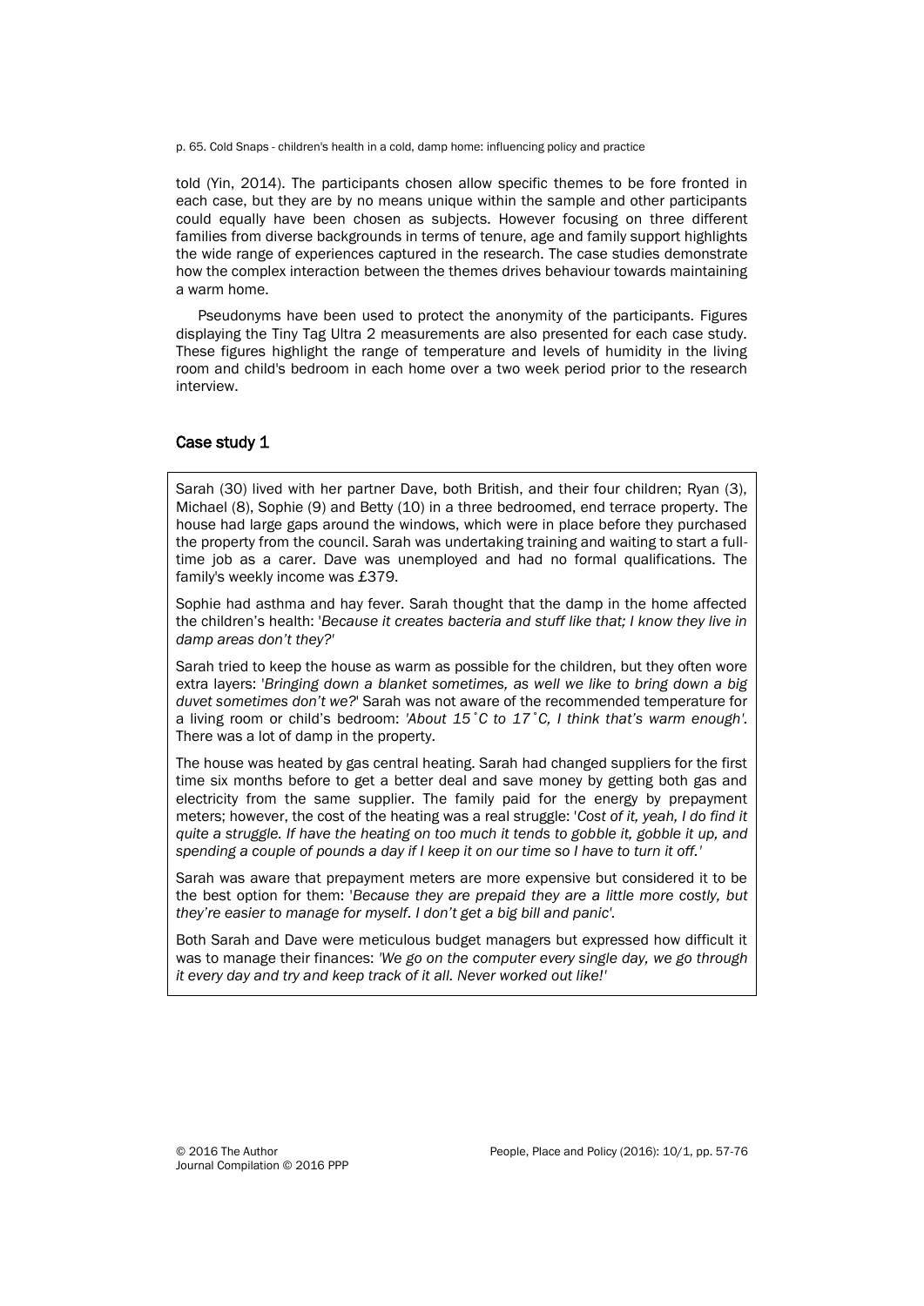told (Yin, 2014). The participants chosen allow specific themes to be fore fronted in each case, but they are by no means unique within the sample and other participants could equally have been chosen as subjects. However focusing on three different families from diverse backgrounds in terms of tenure, age and family support highlights the wide range of experiences captured in the research. The case studies demonstrate how the complex interaction between the themes drives behaviour towards maintaining a warm home.

Pseudonyms have been used to protect the anonymity of the participants. Figures displaying the Tiny Tag Ultra 2 measurements are also presented for each case study. These figures highlight the range of temperature and levels of humidity in the living room and child's bedroom in each home over a two week period prior to the research interview.

## Case study 1

Sarah (30) lived with her partner Dave, both British, and their four children; Ryan (3), Michael (8), Sophie (9) and Betty (10) in a three bedroomed, end terrace property. The house had large gaps around the windows, which were in place before they purchased the property from the council. Sarah was undertaking training and waiting to start a full-time job as a carer. Dave was unemployed and had no formal qualifications. The family's weekly income was £379.

Sophie had asthma and hay fever. Sarah thought that the damp in the home affected the children's health: '*Because it creates bacteria and stuff like that; I know they live in damp areas don't they?*'

Sarah tried to keep the house as warm as possible for the children, but they often wore extra layers: '*Bringing down a blanket sometimes, as well we like to bring down a big duvet sometimes don't we?*' Sarah was not aware of the recommended temperature for a living room or child's bedroom: *'About 15˚C to 17˚C, I think that's warm enough'*. There was a lot of damp in the property.

The house was heated by gas central heating. Sarah had changed suppliers for the first time six months before to get a better deal and save money by getting both gas and electricity from the same supplier. The family paid for the energy by prepayment meters; however, the cost of the heating was a real struggle: '*Cost of it, yeah, I do find it quite a struggle. If have the heating on too much it tends to gobble it, gobble it up, and spending a couple of pounds a day if I keep it on our time so I have to turn it off.'*

Sarah was aware that prepayment meters are more expensive but considered it to be the best option for them: '*Because they are prepaid they are a little more costly, but they're easier to manage for myself. I don't get a big bill and panic'*.

Both Sarah and Dave were meticulous budget managers but expressed how difficult it was to manage their finances: *'We go on the computer every single day, we go through it every day and try and keep track of it all. Never worked out like!'*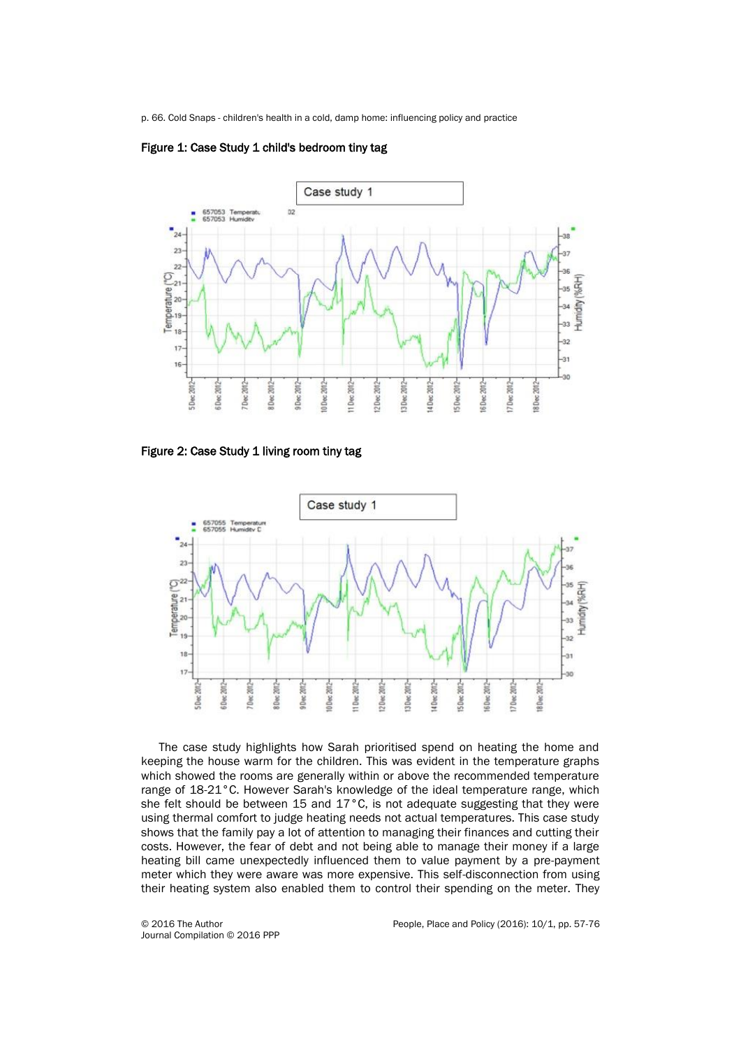Figure 1: Case Study 1 child's bedroom tiny tag

Figure 2: Case Study 1 living room tiny tag

The case study highlights how Sarah prioritised spend on heating the home and keeping the house warm for the children. This was evident in the temperature graphs which showed the rooms are generally within or above the recommended temperature range of 18-21°C. However Sarah's knowledge of the ideal temperature range, which she felt should be between 15 and 17°C, is not adequate suggesting that they were using thermal comfort to judge heating needs not actual temperatures. This case study shows that the family pay a lot of attention to managing their finances and cutting their costs. However, the fear of debt and not being able to manage their money if a large heating bill came unexpectedly influenced them to value payment by a pre-payment meter which they were aware was more expensive. This self-disconnection from using their heating system also enabled them to control their spending on the meter. They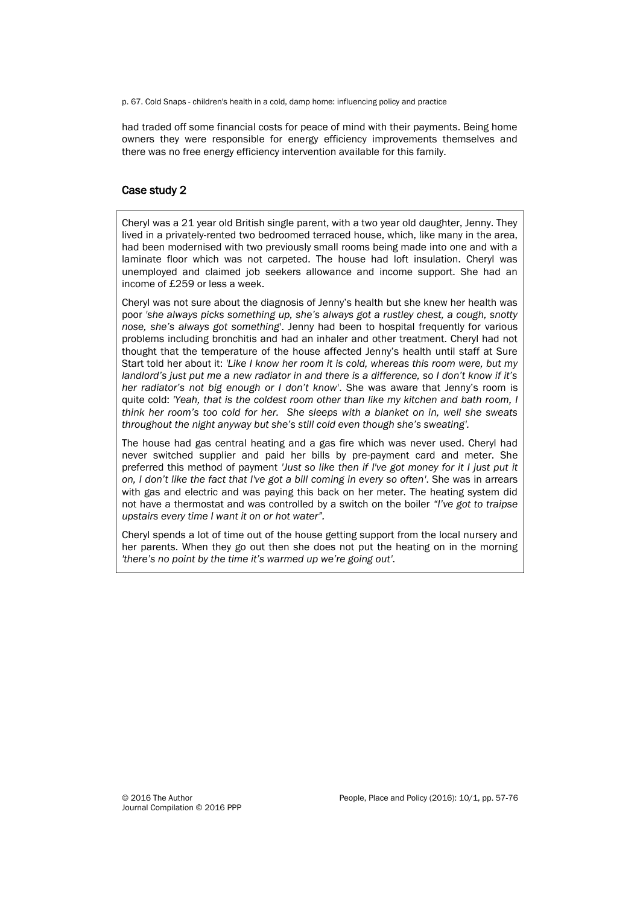had traded off some financial costs for peace of mind with their payments. Being home owners they were responsible for energy efficiency improvements themselves and there was no free energy efficiency intervention available for this family.

### Case study 2

Cheryl was a 21 year old British single parent, with a two year old daughter, Jenny. They lived in a privately-rented two bedroomed terraced house, which, like many in the area, had been modernised with two previously small rooms being made into one and with a laminate floor which was not carpeted. The house had loft insulation. Cheryl was unemployed and claimed job seekers allowance and income support. She had an income of £259 or less a week.

Cheryl was not sure about the diagnosis of Jenny's health but she knew her health was poor *'she always picks something up, she's always got a rustley chest, a cough, snotty nose, she's always got something*'. Jenny had been to hospital frequently for various problems including bronchitis and had an inhaler and other treatment. Cheryl had not thought that the temperature of the house affected Jenny's health until staff at Sure Start told her about it: *'Like I know her room it is cold, whereas this room were, but my landlord's just put me a new radiator in and there is a difference, so I don't know if it's her radiator's not big enough or I don't know*'. She was aware that Jenny's room is quite cold: *'Yeah, that is the coldest room other than like my kitchen and bath room, I think her room's too cold for her. She sleeps with a blanket on in, well she sweats throughout the night anyway but she's still cold even though she's sweating'*.

The house had gas central heating and a gas fire which was never used. Cheryl had never switched supplier and paid her bills by pre-payment card and meter. She preferred this method of payment *'Just so like then if I've got money for it I just put it on, I don't like the fact that I've got a bill coming in every so often'*. She was in arrears with gas and electric and was paying this back on her meter. The heating system did not have a thermostat and was controlled by a switch on the boiler *"I've got to traipse upstairs every time I want it on or hot water"*.

Cheryl spends a lot of time out of the house getting support from the local nursery and her parents. When they go out then she does not put the heating on in the morning *'there's no point by the time it's warmed up we're going out'*.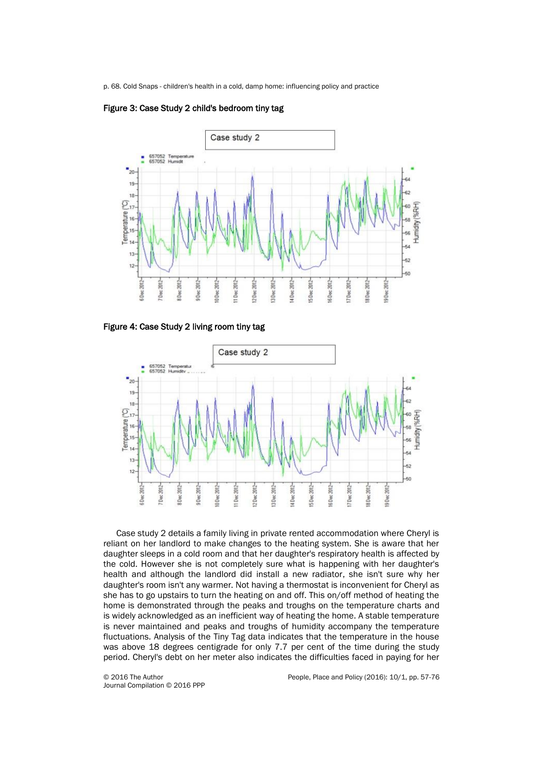Figure 3: Case Study 2 child's bedroom tiny tag

Figure 4: Case Study 2 living room tiny tag

Case study 2 details a family living in private rented accommodation where Cheryl is reliant on her landlord to make changes to the heating system. She is aware that her daughter sleeps in a cold room and that her daughter's respiratory health is affected by the cold. However she is not completely sure what is happening with her daughter's health and although the landlord did install a new radiator, she isn't sure why her daughter's room isn't any warmer. Not having a thermostat is inconvenient for Cheryl as she has to go upstairs to turn the heating on and off. This on/off method of heating the home is demonstrated through the peaks and troughs on the temperature charts and is widely acknowledged as an inefficient way of heating the home. A stable temperature is never maintained and peaks and troughs of humidity accompany the temperature fluctuations. Analysis of the Tiny Tag data indicates that the temperature in the house was above 18 degrees centigrade for only 7.7 per cent of the time during the study period. Cheryl's debt on her meter also indicates the difficulties faced in paying for her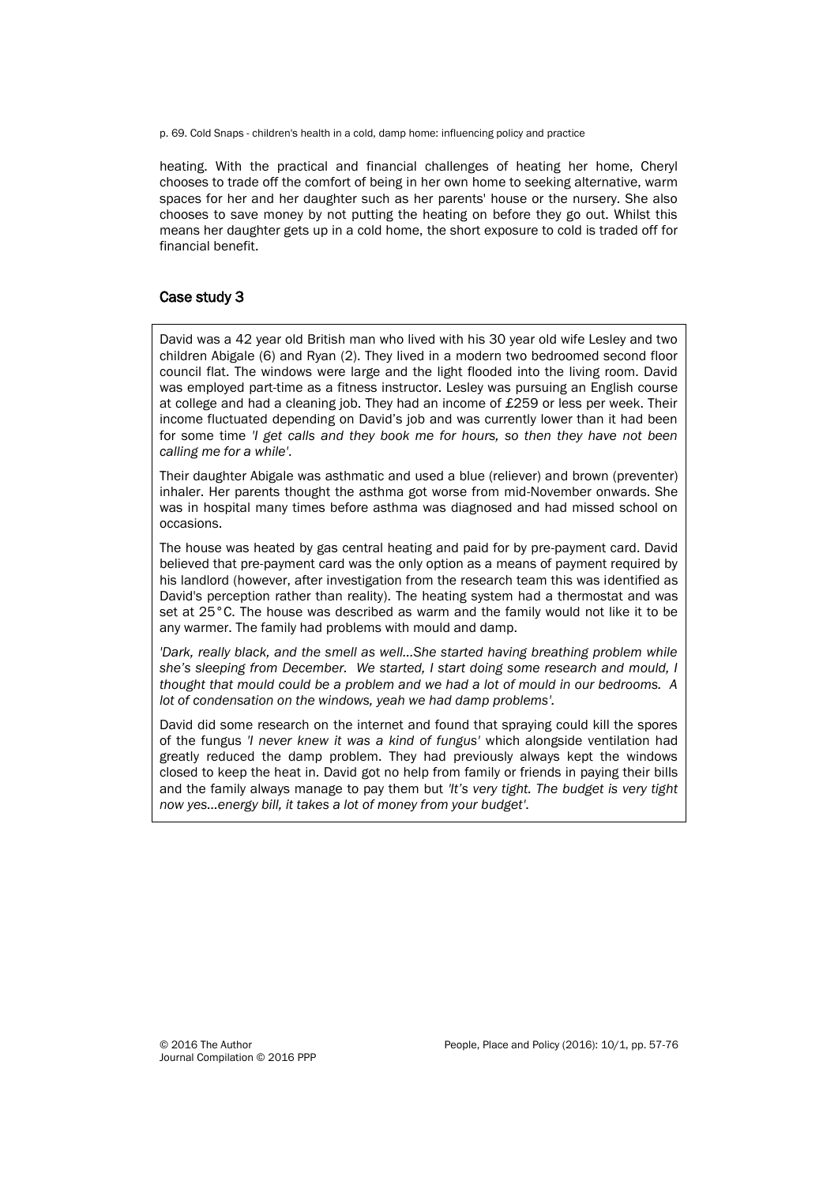heating. With the practical and financial challenges of heating her home, Cheryl chooses to trade off the comfort of being in her own home to seeking alternative, warm spaces for her and her daughter such as her parents' house or the nursery. She also chooses to save money by not putting the heating on before they go out. Whilst this means her daughter gets up in a cold home, the short exposure to cold is traded off for financial benefit.

## Case study 3

David was a 42 year old British man who lived with his 30 year old wife Lesley and two children Abigale (6) and Ryan (2). They lived in a modern two bedroomed second floor council flat. The windows were large and the light flooded into the living room. David was employed part-time as a fitness instructor. Lesley was pursuing an English course at college and had a cleaning job. They had an income of £259 or less per week. Their income fluctuated depending on David's job and was currently lower than it had been for some time *'I get calls and they book me for hours, so then they have not been calling me for a while'*.

Their daughter Abigale was asthmatic and used a blue (reliever) and brown (preventer) inhaler. Her parents thought the asthma got worse from mid-November onwards. She was in hospital many times before asthma was diagnosed and had missed school on occasions.

The house was heated by gas central heating and paid for by pre-payment card. David believed that pre-payment card was the only option as a means of payment required by his landlord (however, after investigation from the research team this was identified as David's perception rather than reality). The heating system had a thermostat and was set at 25°C. The house was described as warm and the family would not like it to be any warmer. The family had problems with mould and damp.

*'Dark, really black, and the smell as well…She started having breathing problem while she's sleeping from December. We started, I start doing some research and mould, I thought that mould could be a problem and we had a lot of mould in our bedrooms. A lot of condensation on the windows, yeah we had damp problems'*.

David did some research on the internet and found that spraying could kill the spores of the fungus *'I never knew it was a kind of fungus'* which alongside ventilation had greatly reduced the damp problem. They had previously always kept the windows closed to keep the heat in. David got no help from family or friends in paying their bills and the family always manage to pay them but *'It's very tight. The budget is very tight now yes…energy bill, it takes a lot of money from your budget'*.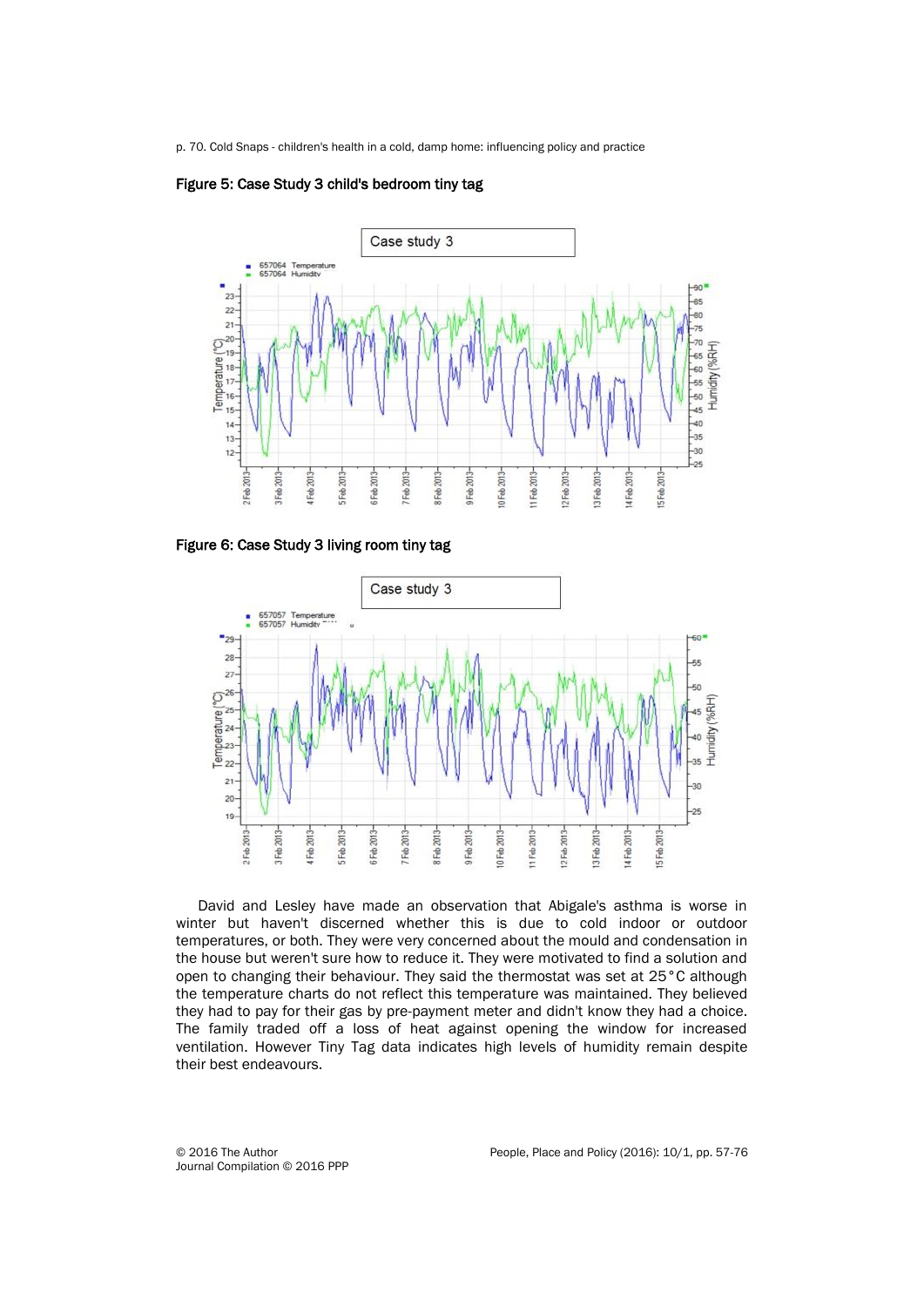**Figure 5: Case Study 3 child's bedroom tiny tag**

**Figure 6: Case Study 3 living room tiny tag**

David and Lesley have made an observation that Abigale's asthma is worse in winter but haven't discerned whether this is due to cold indoor or outdoor temperatures, or both. They were very concerned about the mould and condensation in the house but weren't sure how to reduce it. They were motivated to find a solution and open to changing their behaviour. They said the thermostat was set at 25°C although the temperature charts do not reflect this temperature was maintained. They believed they had to pay for their gas by pre-payment meter and didn't know they had a choice. The family traded off a loss of heat against opening the window for increased ventilation. However Tiny Tag data indicates high levels of humidity remain despite their best endeavours.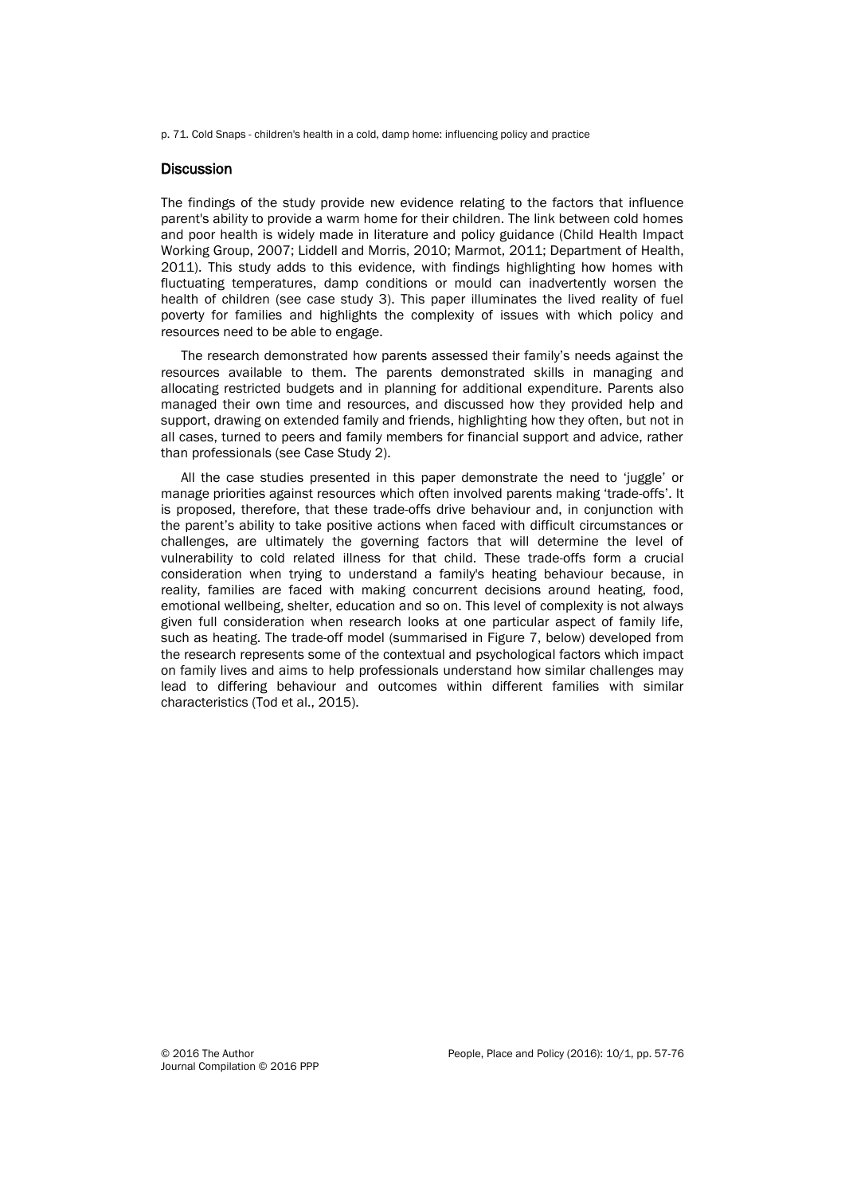## Discussion

The findings of the study provide new evidence relating to the factors that influence parent's ability to provide a warm home for their children. The link between cold homes and poor health is widely made in literature and policy guidance (Child Health Impact Working Group, 2007; Liddell and Morris, 2010; Marmot, 2011; Department of Health, 2011). This study adds to this evidence, with findings highlighting how homes with fluctuating temperatures, damp conditions or mould can inadvertently worsen the health of children (see case study 3). This paper illuminates the lived reality of fuel poverty for families and highlights the complexity of issues with which policy and resources need to be able to engage.

The research demonstrated how parents assessed their family's needs against the resources available to them. The parents demonstrated skills in managing and allocating restricted budgets and in planning for additional expenditure. Parents also managed their own time and resources, and discussed how they provided help and support, drawing on extended family and friends, highlighting how they often, but not in all cases, turned to peers and family members for financial support and advice, rather than professionals (see Case Study 2).

All the case studies presented in this paper demonstrate the need to 'juggle' or manage priorities against resources which often involved parents making 'trade-offs'. It is proposed, therefore, that these trade-offs drive behaviour and, in conjunction with the parent's ability to take positive actions when faced with difficult circumstances or challenges, are ultimately the governing factors that will determine the level of vulnerability to cold related illness for that child. These trade-offs form a crucial consideration when trying to understand a family's heating behaviour because, in reality, families are faced with making concurrent decisions around heating, food, emotional wellbeing, shelter, education and so on. This level of complexity is not always given full consideration when research looks at one particular aspect of family life, such as heating. The trade-off model (summarised in Figure 7, below) developed from the research represents some of the contextual and psychological factors which impact on family lives and aims to help professionals understand how similar challenges may lead to differing behaviour and outcomes within different families with similar characteristics (Tod et al., 2015).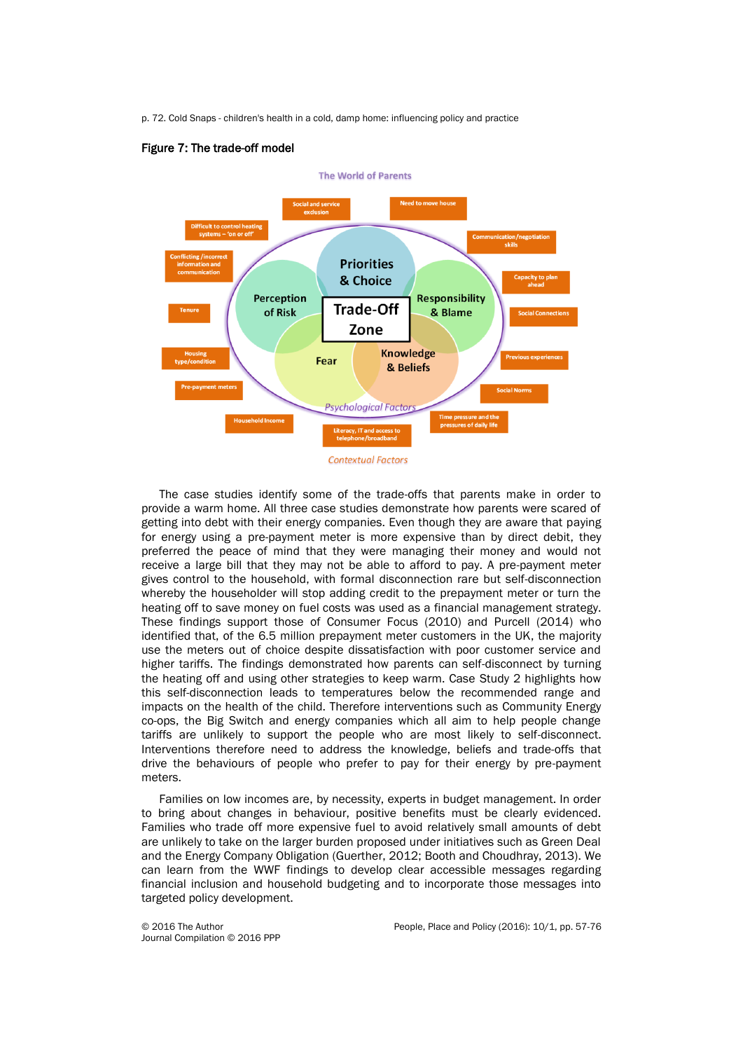**Figure 7: The trade-off model**

The World of Parents

Social and service exclusion

Need to move house

Difficult to control heating systems – 'on or off'

Communication/negotiation skills

Conflicting /incorrect information and communication

Capacity to plan ahead

Priorities & Choice

Perception of Risk

Responsibility & Blame

Trade-Off Zone

Tenure

Social Connections

Fear

Knowledge & Beliefs

Housing type/condition

Previous experiences

Pre-payment meters

Social Norms

Psychological Factors

Household Income

Time pressure and the pressures of daily life

Literacy, IT and access to telephone/broadband

Contextual Factors

The case studies identify some of the trade-offs that parents make in order to provide a warm home. All three case studies demonstrate how parents were scared of getting into debt with their energy companies. Even though they are aware that paying for energy using a pre-payment meter is more expensive than by direct debit, they preferred the peace of mind that they were managing their money and would not receive a large bill that they may not be able to afford to pay. A pre-payment meter gives control to the household, with formal disconnection rare but self-disconnection whereby the householder will stop adding credit to the prepayment meter or turn the heating off to save money on fuel costs was used as a financial management strategy. These findings support those of Consumer Focus (2010) and Purcell (2014) who identified that, of the 6.5 million prepayment meter customers in the UK, the majority use the meters out of choice despite dissatisfaction with poor customer service and higher tariffs. The findings demonstrated how parents can self-disconnect by turning the heating off and using other strategies to keep warm. Case Study 2 highlights how this self-disconnection leads to temperatures below the recommended range and impacts on the health of the child. Therefore interventions such as Community Energy co-ops, the Big Switch and energy companies which all aim to help people change tariffs are unlikely to support the people who are most likely to self-disconnect. Interventions therefore need to address the knowledge, beliefs and trade-offs that drive the behaviours of people who prefer to pay for their energy by pre-payment meters.

Families on low incomes are, by necessity, experts in budget management. In order to bring about changes in behaviour, positive benefits must be clearly evidenced. Families who trade off more expensive fuel to avoid relatively small amounts of debt are unlikely to take on the larger burden proposed under initiatives such as Green Deal and the Energy Company Obligation (Guerther, 2012; Booth and Choudhray, 2013). We can learn from the WWF findings to develop clear accessible messages regarding financial inclusion and household budgeting and to incorporate those messages into targeted policy development.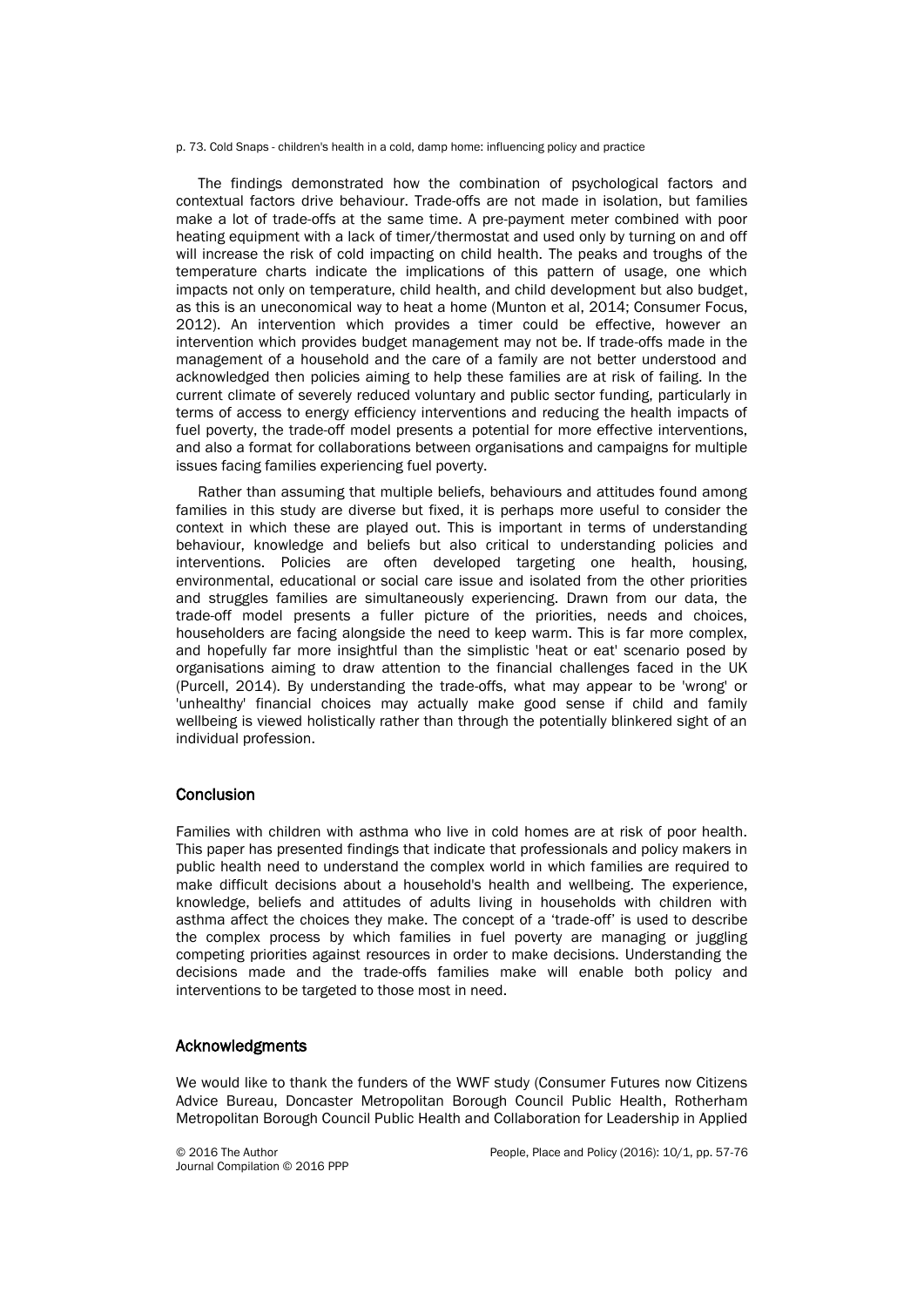The findings demonstrated how the combination of psychological factors and contextual factors drive behaviour. Trade-offs are not made in isolation, but families make a lot of trade-offs at the same time. A pre-payment meter combined with poor heating equipment with a lack of timer/thermostat and used only by turning on and off will increase the risk of cold impacting on child health. The peaks and troughs of the temperature charts indicate the implications of this pattern of usage, one which impacts not only on temperature, child health, and child development but also budget, as this is an uneconomical way to heat a home (Munton et al, 2014; Consumer Focus, 2012). An intervention which provides a timer could be effective, however an intervention which provides budget management may not be. If trade-offs made in the management of a household and the care of a family are not better understood and acknowledged then policies aiming to help these families are at risk of failing. In the current climate of severely reduced voluntary and public sector funding, particularly in terms of access to energy efficiency interventions and reducing the health impacts of fuel poverty, the trade-off model presents a potential for more effective interventions, and also a format for collaborations between organisations and campaigns for multiple issues facing families experiencing fuel poverty.

Rather than assuming that multiple beliefs, behaviours and attitudes found among families in this study are diverse but fixed, it is perhaps more useful to consider the context in which these are played out. This is important in terms of understanding behaviour, knowledge and beliefs but also critical to understanding policies and interventions. Policies are often developed targeting one health, housing, environmental, educational or social care issue and isolated from the other priorities and struggles families are simultaneously experiencing. Drawn from our data, the trade-off model presents a fuller picture of the priorities, needs and choices, householders are facing alongside the need to keep warm. This is far more complex, and hopefully far more insightful than the simplistic 'heat or eat' scenario posed by organisations aiming to draw attention to the financial challenges faced in the UK (Purcell, 2014). By understanding the trade-offs, what may appear to be 'wrong' or 'unhealthy' financial choices may actually make good sense if child and family wellbeing is viewed holistically rather than through the potentially blinkered sight of an individual profession.

## Conclusion

Families with children with asthma who live in cold homes are at risk of poor health. This paper has presented findings that indicate that professionals and policy makers in public health need to understand the complex world in which families are required to make difficult decisions about a household's health and wellbeing. The experience, knowledge, beliefs and attitudes of adults living in households with children with asthma affect the choices they make. The concept of a 'trade-off' is used to describe the complex process by which families in fuel poverty are managing or juggling competing priorities against resources in order to make decisions. Understanding the decisions made and the trade-offs families make will enable both policy and interventions to be targeted to those most in need.

## Acknowledgments

We would like to thank the funders of the WWF study (Consumer Futures now Citizens Advice Bureau, Doncaster Metropolitan Borough Council Public Health, Rotherham Metropolitan Borough Council Public Health and Collaboration for Leadership in Applied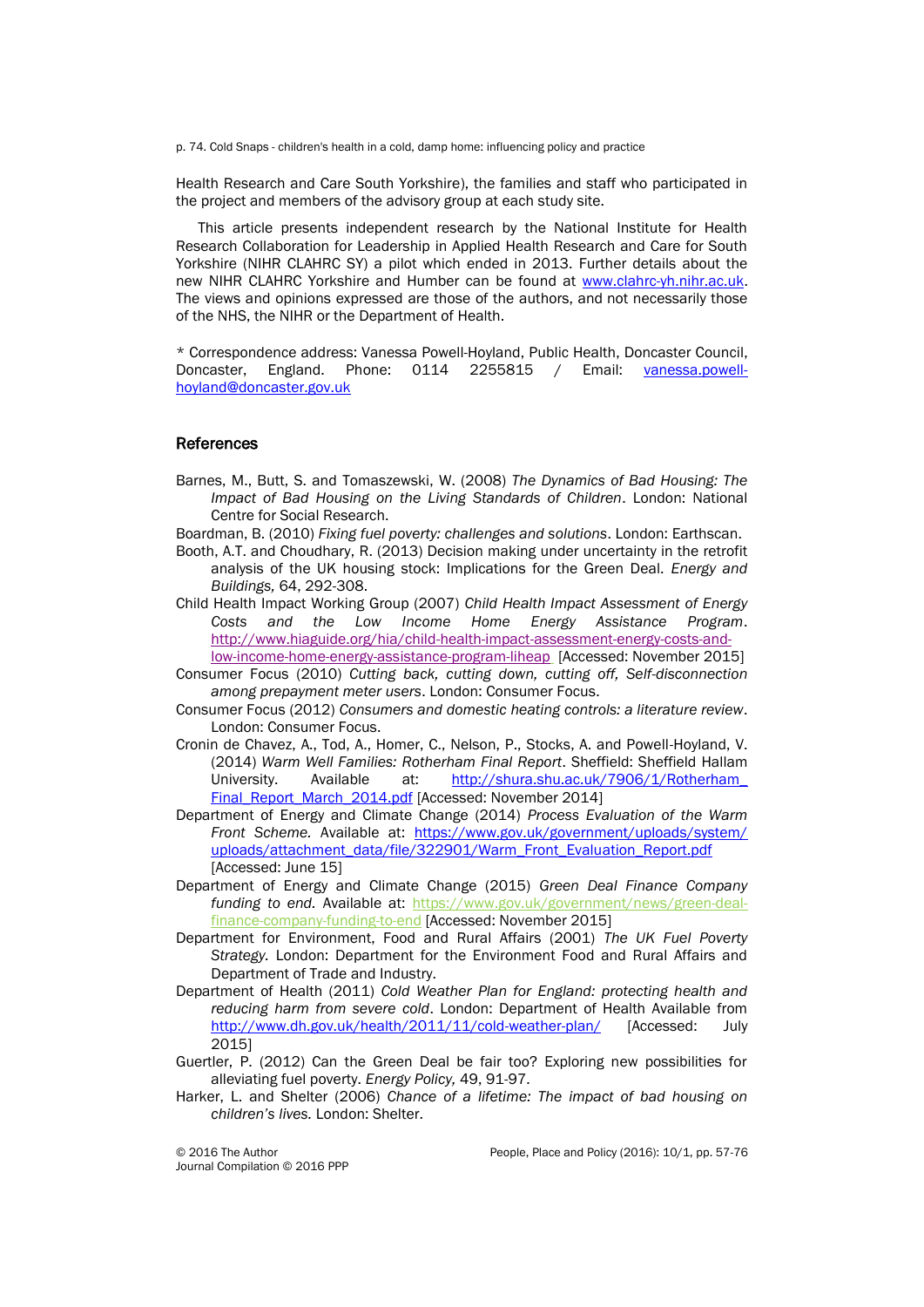Health Research and Care South Yorkshire), the families and staff who participated in the project and members of the advisory group at each study site.

This article presents independent research by the National Institute for Health Research Collaboration for Leadership in Applied Health Research and Care for South Yorkshire (NIHR CLAHRC SY) a pilot which ended in 2013. Further details about the new NIHR CLAHRC Yorkshire and Humber can be found at www.clahrc-yh.nihr.ac.uk. The views and opinions expressed are those of the authors, and not necessarily those of the NHS, the NIHR or the Department of Health.

* Correspondence address: Vanessa Powell-Hoyland, Public Health, Doncaster Council, Doncaster, England. Phone: 0114 2255815 / Email: vanessa.powell-hoyland@doncaster.gov.uk

## References

Barnes, M., Butt, S. and Tomaszewski, W. (2008) *The Dynamics of Bad Housing: The Impact of Bad Housing on the Living Standards of Children*. London: National Centre for Social Research.

Boardman, B. (2010) *Fixing fuel poverty: challenges and solutions*. London: Earthscan.

Booth, A.T. and Choudhary, R. (2013) Decision making under uncertainty in the retrofit analysis of the UK housing stock: Implications for the Green Deal. *Energy and Buildings,* 64, 292-308.

Child Health Impact Working Group (2007) *Child Health Impact Assessment of Energy Costs and the Low Income Home Energy Assistance Program*. http://www.hiaguide.org/hia/child-health-impact-assessment-energy-costs-and-low-income-home-energy-assistance-program-liheap [Accessed: November 2015]

Consumer Focus (2010) *Cutting back, cutting down, cutting off, Self-disconnection among prepayment meter users*. London: Consumer Focus.

Consumer Focus (2012) *Consumers and domestic heating controls: a literature review*. London: Consumer Focus.

Cronin de Chavez, A., Tod, A., Homer, C., Nelson, P., Stocks, A. and Powell-Hoyland, V. (2014) *Warm Well Families: Rotherham Final Report*. Sheffield: Sheffield Hallam University. Available at: http://shura.shu.ac.uk/7906/1/Rotherham_Final_Report_March_2014.pdf [Accessed: November 2014]

Department of Energy and Climate Change (2014) *Process Evaluation of the Warm Front Scheme.* Available at: https://www.gov.uk/government/uploads/system/uploads/attachment_data/file/322901/Warm_Front_Evaluation_Report.pdf [Accessed: June 15]

Department of Energy and Climate Change (2015) *Green Deal Finance Company funding to end.* Available at: https://www.gov.uk/government/news/green-deal-finance-company-funding-to-end [Accessed: November 2015]

Department for Environment, Food and Rural Affairs (2001) *The UK Fuel Poverty Strategy.* London: Department for the Environment Food and Rural Affairs and Department of Trade and Industry.

Department of Health (2011) *Cold Weather Plan for England: protecting health and reducing harm from severe cold*. London: Department of Health Available from http://www.dh.gov.uk/health/2011/11/cold-weather-plan/ [Accessed: July 2015]

Guertler, P. (2012) Can the Green Deal be fair too? Exploring new possibilities for alleviating fuel poverty. *Energy Policy,* 49, 91-97.

Harker, L. and Shelter (2006) *Chance of a lifetime: The impact of bad housing on children's lives.* London: Shelter.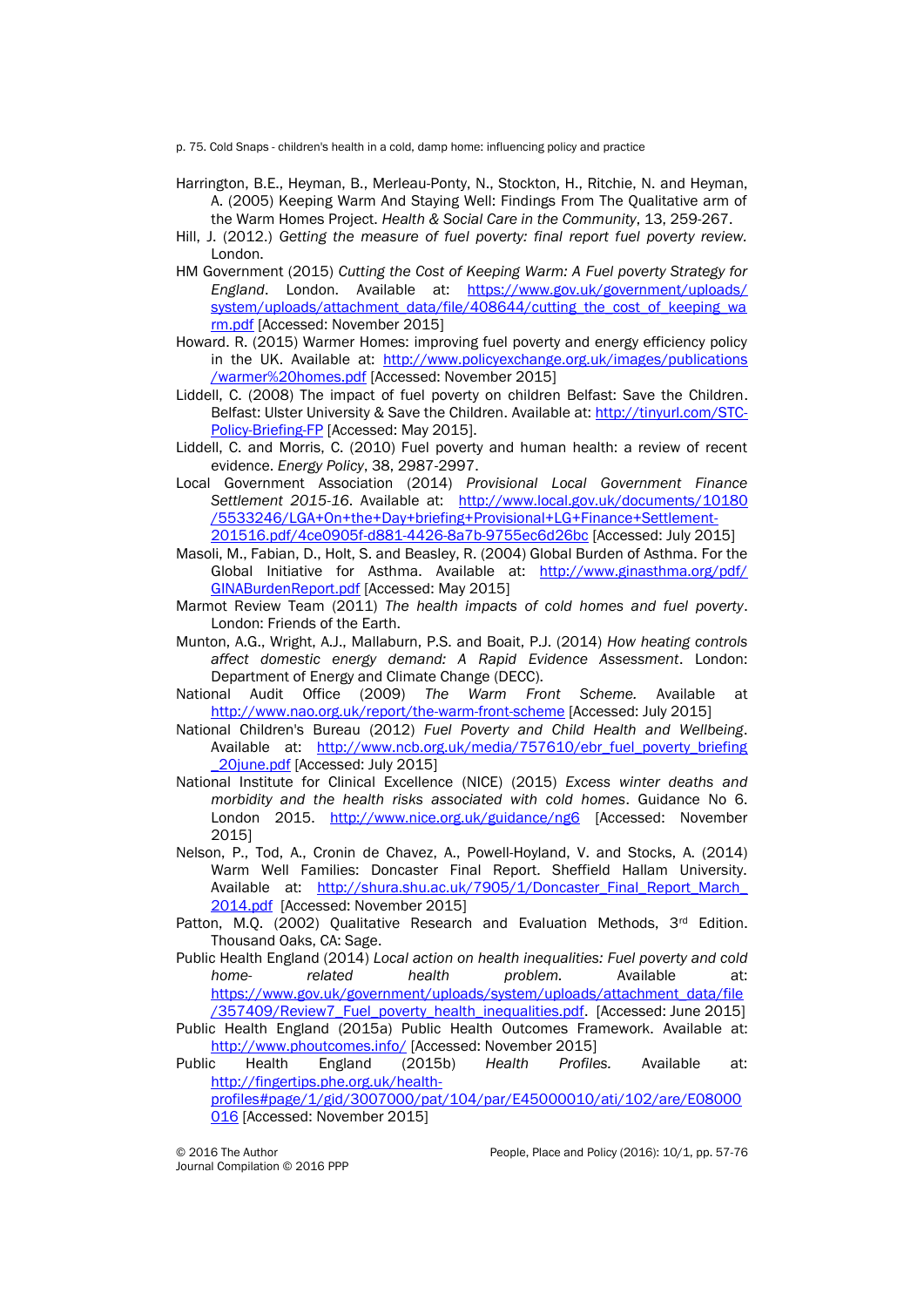Harrington, B.E., Heyman, B., Merleau-Ponty, N., Stockton, H., Ritchie, N. and Heyman, A. (2005) Keeping Warm And Staying Well: Findings From The Qualitative arm of the Warm Homes Project. *Health & Social Care in the Community*, 13, 259-267.

Hill, J. (2012.) *Getting the measure of fuel poverty: final report fuel poverty review.* London.

HM Government (2015) *Cutting the Cost of Keeping Warm: A Fuel poverty Strategy for England*. London. Available at: https://www.gov.uk/government/uploads/system/uploads/attachment_data/file/408644/cutting_the_cost_of_keeping_warm.pdf [Accessed: November 2015]

Howard. R. (2015) Warmer Homes: improving fuel poverty and energy efficiency policy in the UK. Available at: http://www.policyexchange.org.uk/images/publications/warmer%20homes.pdf [Accessed: November 2015]

Liddell, C. (2008) The impact of fuel poverty on children Belfast: Save the Children. Belfast: Ulster University & Save the Children. Available at: http://tinyurl.com/STC-Policy-Briefing-FP [Accessed: May 2015].

Liddell, C. and Morris, C. (2010) Fuel poverty and human health: a review of recent evidence. *Energy Policy*, 38, 2987-2997.

Local Government Association (2014) *Provisional Local Government Finance Settlement 2015-16*. Available at: http://www.local.gov.uk/documents/10180/5533246/LGA+On+the+Day+briefing+Provisional+LG+Finance+Settlement-201516.pdf/4ce0905f-d881-4426-8a7b-9755ec6d26bc [Accessed: July 2015]

Masoli, M., Fabian, D., Holt, S. and Beasley, R. (2004) Global Burden of Asthma. For the Global Initiative for Asthma. Available at: http://www.ginasthma.org/pdf/GINABurdenReport.pdf [Accessed: May 2015]

Marmot Review Team (2011) *The health impacts of cold homes and fuel poverty*. London: Friends of the Earth.

Munton, A.G., Wright, A.J., Mallaburn, P.S. and Boait, P.J. (2014) *How heating controls affect domestic energy demand: A Rapid Evidence Assessment*. London: Department of Energy and Climate Change (DECC).

National Audit Office (2009) *The Warm Front Scheme.* Available at http://www.nao.org.uk/report/the-warm-front-scheme [Accessed: July 2015]

National Children's Bureau (2012) *Fuel Poverty and Child Health and Wellbeing*. Available at: http://www.ncb.org.uk/media/757610/ebr_fuel_poverty_briefing_20june.pdf [Accessed: July 2015]

National Institute for Clinical Excellence (NICE) (2015) *Excess winter deaths and morbidity and the health risks associated with cold homes*. Guidance No 6. London 2015. http://www.nice.org.uk/guidance/ng6 [Accessed: November 2015]

Nelson, P., Tod, A., Cronin de Chavez, A., Powell-Hoyland, V. and Stocks, A. (2014) Warm Well Families: Doncaster Final Report. Sheffield Hallam University. Available at: http://shura.shu.ac.uk/7905/1/Doncaster_Final_Report_March_2014.pdf [Accessed: November 2015]

Patton, M.Q. (2002) Qualitative Research and Evaluation Methods, 3rd Edition. Thousand Oaks, CA: Sage.

Public Health England (2014) *Local action on health inequalities: Fuel poverty and cold home- related health problem.* Available at: https://www.gov.uk/government/uploads/system/uploads/attachment_data/file/357409/Review7_Fuel_poverty_health_inequalities.pdf. [Accessed: June 2015]

Public Health England (2015a) Public Health Outcomes Framework. Available at: http://www.phoutcomes.info/ [Accessed: November 2015]

Public Health England (2015b) *Health Profiles.* Available at: http://fingertips.phe.org.uk/health-profiles#page/1/gid/3007000/pat/104/par/E45000010/ati/102/are/E08000016 [Accessed: November 2015]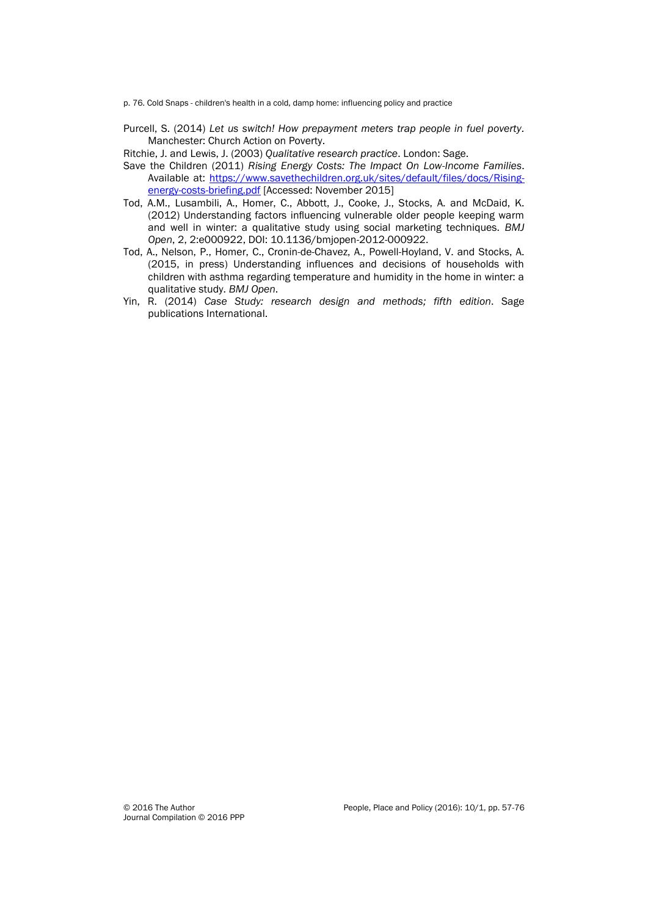Purcell, S. (2014) *Let us switch! How prepayment meters trap people in fuel poverty*. Manchester: Church Action on Poverty.

Ritchie, J. and Lewis, J. (2003) *Qualitative research practice*. London: Sage.

Save the Children (2011) *Rising Energy Costs: The Impact On Low-Income Families*. Available at: https://www.savethechildren.org.uk/sites/default/files/docs/Rising-energy-costs-briefing.pdf [Accessed: November 2015]

Tod, A.M., Lusambili, A., Homer, C., Abbott, J., Cooke, J., Stocks, A. and McDaid, K. (2012) Understanding factors influencing vulnerable older people keeping warm and well in winter: a qualitative study using social marketing techniques. *BMJ Open*, 2, 2:e000922, DOI: 10.1136/bmjopen-2012-000922.

Tod, A., Nelson, P., Homer, C., Cronin-de-Chavez, A., Powell-Hoyland, V. and Stocks, A. (2015, in press) Understanding influences and decisions of households with children with asthma regarding temperature and humidity in the home in winter: a qualitative study. *BMJ Open*.

Yin, R. (2014) *Case Study: research design and methods; fifth edition*. Sage publications International.